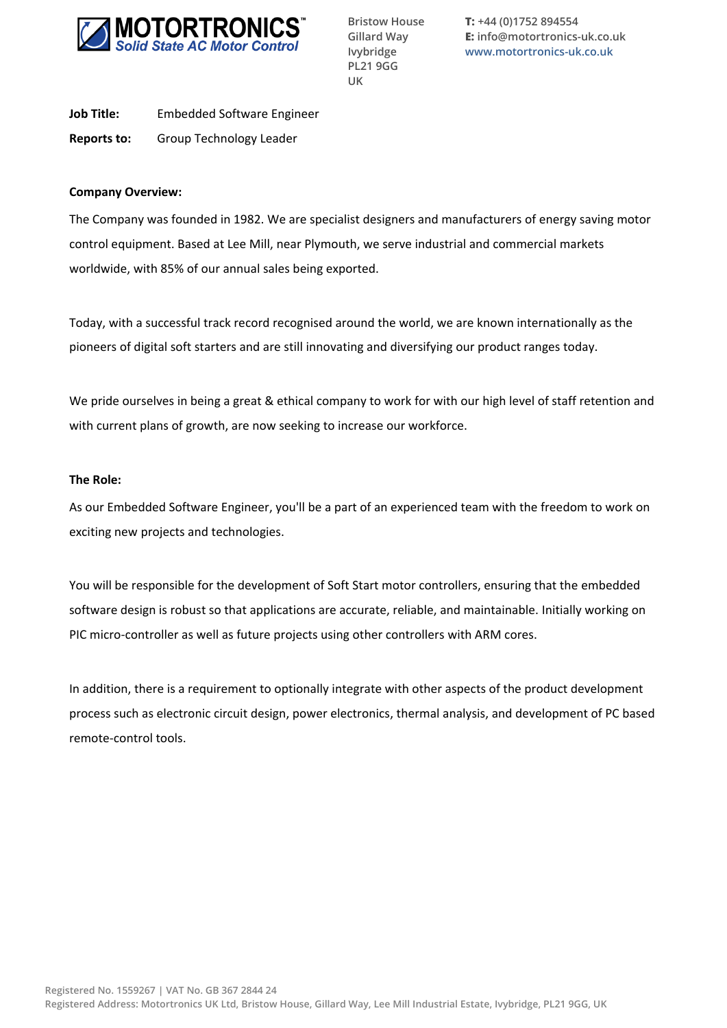**MOTORTRONICS™**
*Solid State AC Motor Control*

Bristow House
Gillard Way
Ivybridge
PL21 9GG
UK

**T:** +44 (0)1752 894554
**E:** info@motortronics-uk.co.uk
www.motortronics-uk.co.uk

**Job Title:** Embedded Software Engineer

**Reports to:** Group Technology Leader

**Company Overview:**

The Company was founded in 1982. We are specialist designers and manufacturers of energy saving motor control equipment. Based at Lee Mill, near Plymouth, we serve industrial and commercial markets worldwide, with 85% of our annual sales being exported.

Today, with a successful track record recognised around the world, we are known internationally as the pioneers of digital soft starters and are still innovating and diversifying our product ranges today.

We pride ourselves in being a great & ethical company to work for with our high level of staff retention and with current plans of growth, are now seeking to increase our workforce.

**The Role:**

As our Embedded Software Engineer, you'll be a part of an experienced team with the freedom to work on exciting new projects and technologies.

You will be responsible for the development of Soft Start motor controllers, ensuring that the embedded software design is robust so that applications are accurate, reliable, and maintainable. Initially working on PIC micro-controller as well as future projects using other controllers with ARM cores.

In addition, there is a requirement to optionally integrate with other aspects of the product development process such as electronic circuit design, power electronics, thermal analysis, and development of PC based remote-control tools.

Registered No. 1559267 | VAT No. GB 367 2844 24
Registered Address: Motortronics UK Ltd, Bristow House, Gillard Way, Lee Mill Industrial Estate, Ivybridge, PL21 9GG, UK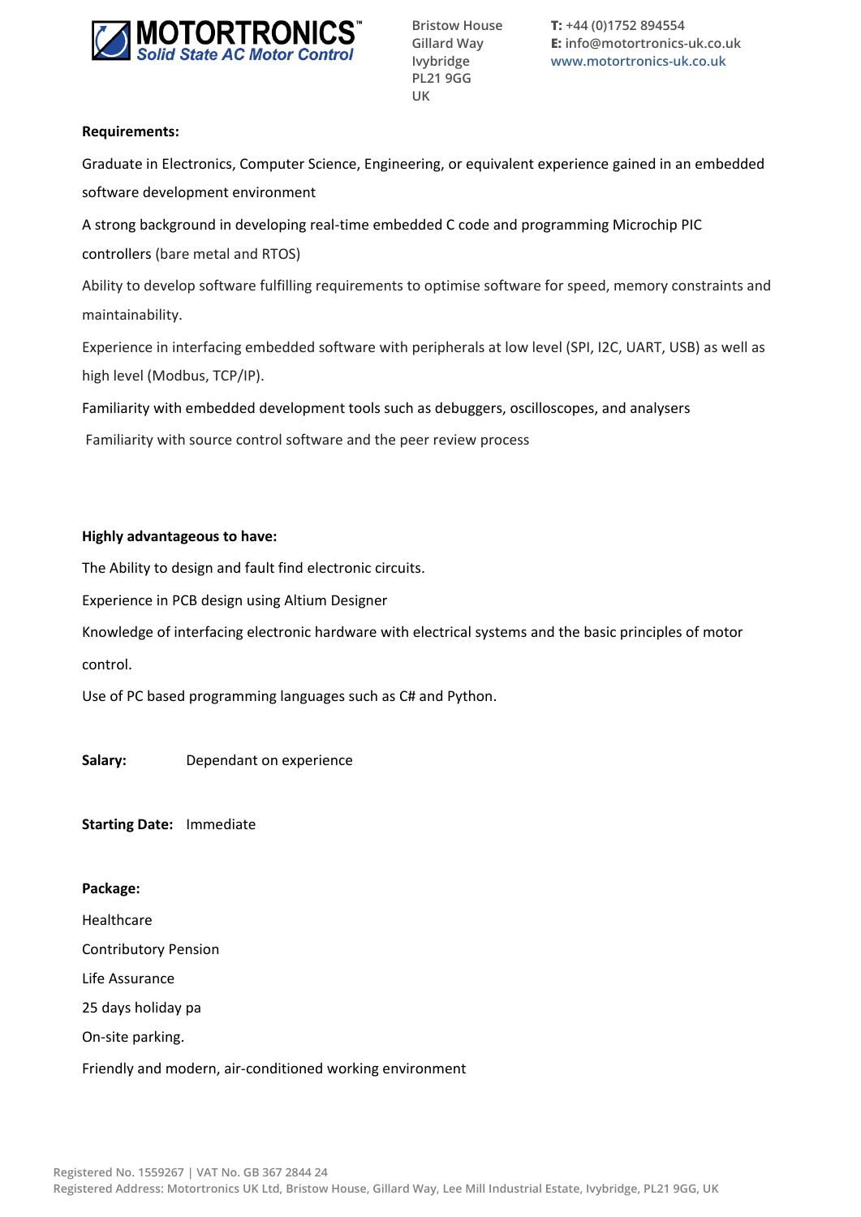**Requirements:**

Graduate in Electronics, Computer Science, Engineering, or equivalent experience gained in an embedded software development environment

A strong background in developing real-time embedded C code and programming Microchip PIC controllers (bare metal and RTOS)

Ability to develop software fulfilling requirements to optimise software for speed, memory constraints and maintainability.

Experience in interfacing embedded software with peripherals at low level (SPI, I2C, UART, USB) as well as high level (Modbus, TCP/IP).

Familiarity with embedded development tools such as debuggers, oscilloscopes, and analysers

Familiarity with source control software and the peer review process

**Highly advantageous to have:**

The Ability to design and fault find electronic circuits.

Experience in PCB design using Altium Designer

Knowledge of interfacing electronic hardware with electrical systems and the basic principles of motor control.

Use of PC based programming languages such as C# and Python.

**Salary:** Dependant on experience

**Starting Date:** Immediate

**Package:**

Healthcare

Contributory Pension

Life Assurance

25 days holiday pa

On-site parking.

Friendly and modern, air-conditioned working environment